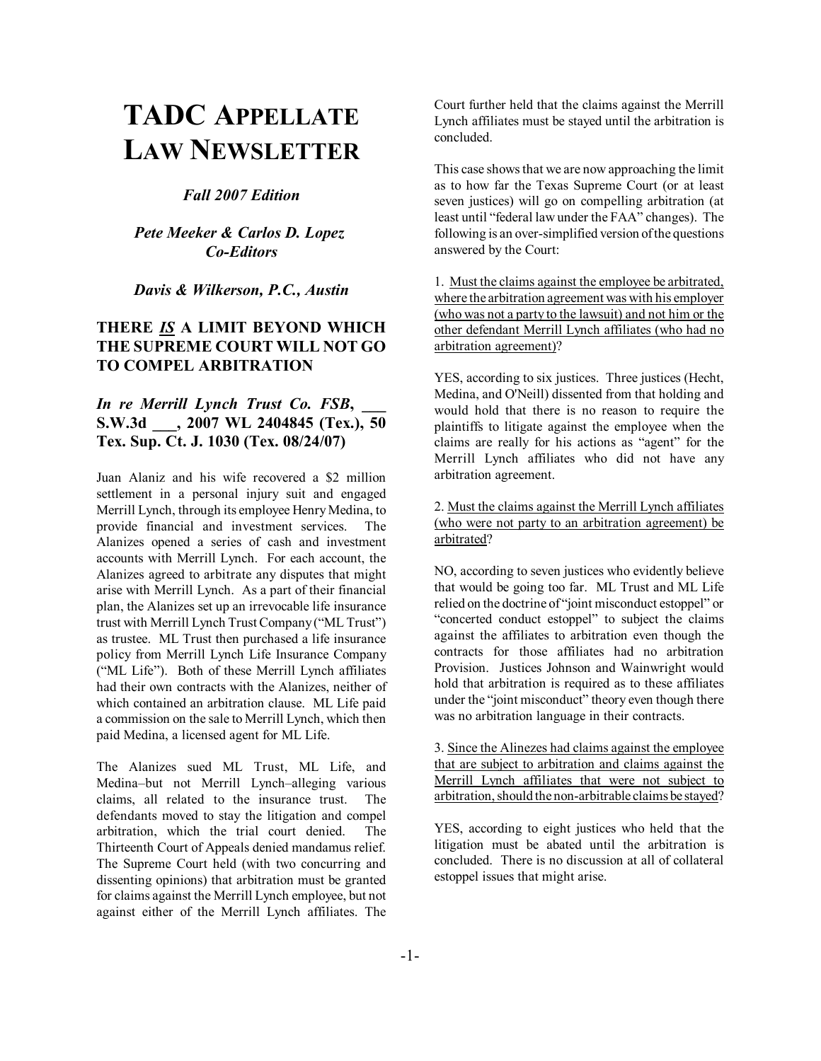# TADC APPELLATE LAW NEWSLETTER

*Fall 2007 Edition*

*Pete Meeker & Carlos D. Lopez*
*Co-Editors*

*Davis & Wilkerson, P.C., Austin*

## THERE *IS* A LIMIT BEYOND WHICH THE SUPREME COURT WILL NOT GO TO COMPEL ARBITRATION

### *In re Merrill Lynch Trust Co. FSB*, ___ S.W.3d ___, 2007 WL 2404845 (Tex.), 50 Tex. Sup. Ct. J. 1030 (Tex. 08/24/07)

Juan Alaniz and his wife recovered a $2 million settlement in a personal injury suit and engaged Merrill Lynch, through its employee Henry Medina, to provide financial and investment services. The Alanizes opened a series of cash and investment accounts with Merrill Lynch. For each account, the Alanizes agreed to arbitrate any disputes that might arise with Merrill Lynch. As a part of their financial plan, the Alanizes set up an irrevocable life insurance trust with Merrill Lynch Trust Company ("ML Trust") as trustee. ML Trust then purchased a life insurance policy from Merrill Lynch Life Insurance Company ("ML Life"). Both of these Merrill Lynch affiliates had their own contracts with the Alanizes, neither of which contained an arbitration clause. ML Life paid a commission on the sale to Merrill Lynch, which then paid Medina, a licensed agent for ML Life.

The Alanizes sued ML Trust, ML Life, and Medina–but not Merrill Lynch–alleging various claims, all related to the insurance trust. The defendants moved to stay the litigation and compel arbitration, which the trial court denied. The Thirteenth Court of Appeals denied mandamus relief. The Supreme Court held (with two concurring and dissenting opinions) that arbitration must be granted for claims against the Merrill Lynch employee, but not against either of the Merrill Lynch affiliates. The Court further held that the claims against the Merrill Lynch affiliates must be stayed until the arbitration is concluded.

This case shows that we are now approaching the limit as to how far the Texas Supreme Court (or at least seven justices) will go on compelling arbitration (at least until "federal law under the FAA" changes). The following is an over-simplified version of the questions answered by the Court:

1. <u>Must the claims against the employee be arbitrated, where the arbitration agreement was with his employer (who was not a party to the lawsuit) and not him or the other defendant Merrill Lynch affiliates (who had no arbitration agreement)</u>?

YES, according to six justices. Three justices (Hecht, Medina, and O'Neill) dissented from that holding and would hold that there is no reason to require the plaintiffs to litigate against the employee when the claims are really for his actions as "agent" for the Merrill Lynch affiliates who did not have any arbitration agreement.

2. <u>Must the claims against the Merrill Lynch affiliates (who were not party to an arbitration agreement) be arbitrated</u>?

NO, according to seven justices who evidently believe that would be going too far. ML Trust and ML Life relied on the doctrine of "joint misconduct estoppel" or "concerted conduct estoppel" to subject the claims against the affiliates to arbitration even though the contracts for those affiliates had no arbitration Provision. Justices Johnson and Wainwright would hold that arbitration is required as to these affiliates under the "joint misconduct" theory even though there was no arbitration language in their contracts.

3. <u>Since the Alinezes had claims against the employee that are subject to arbitration and claims against the Merrill Lynch affiliates that were not subject to arbitration, should the non-arbitrable claims be stayed</u>?

YES, according to eight justices who held that the litigation must be abated until the arbitration is concluded. There is no discussion at all of collateral estoppel issues that might arise.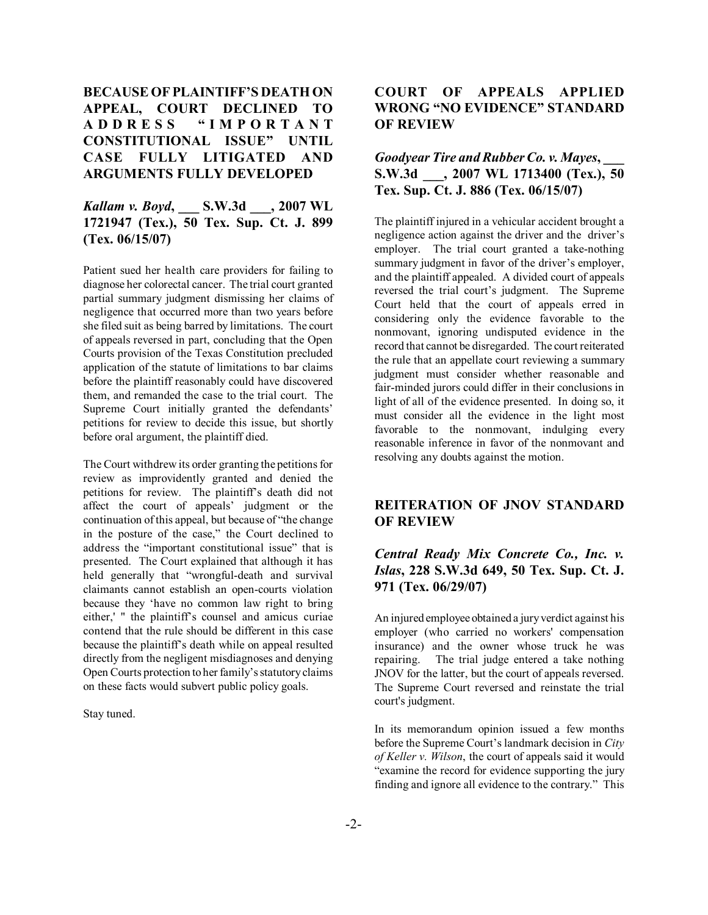## BECAUSE OF PLAINTIFF'S DEATH ON APPEAL, COURT DECLINED TO ADDRESS "IMPORTANT CONSTITUTIONAL ISSUE" UNTIL CASE FULLY LITIGATED AND ARGUMENTS FULLY DEVELOPED

### *Kallam v. Boyd*, ___ S.W.3d ___, 2007 WL 1721947 (Tex.), 50 Tex. Sup. Ct. J. 899 (Tex. 06/15/07)

Patient sued her health care providers for failing to diagnose her colorectal cancer. The trial court granted partial summary judgment dismissing her claims of negligence that occurred more than two years before she filed suit as being barred by limitations. The court of appeals reversed in part, concluding that the Open Courts provision of the Texas Constitution precluded application of the statute of limitations to bar claims before the plaintiff reasonably could have discovered them, and remanded the case to the trial court. The Supreme Court initially granted the defendants' petitions for review to decide this issue, but shortly before oral argument, the plaintiff died.

The Court withdrew its order granting the petitions for review as improvidently granted and denied the petitions for review. The plaintiff's death did not affect the court of appeals' judgment or the continuation of this appeal, but because of "the change in the posture of the case," the Court declined to address the "important constitutional issue" that is presented. The Court explained that although it has held generally that "wrongful-death and survival claimants cannot establish an open-courts violation because they 'have no common law right to bring either,' " the plaintiff's counsel and amicus curiae contend that the rule should be different in this case because the plaintiff's death while on appeal resulted directly from the negligent misdiagnoses and denying Open Courts protection to her family's statutory claims on these facts would subvert public policy goals.

Stay tuned.

## COURT OF APPEALS APPLIED WRONG "NO EVIDENCE" STANDARD OF REVIEW

### *Goodyear Tire and Rubber Co. v. Mayes*, ___ S.W.3d ___, 2007 WL 1713400 (Tex.), 50 Tex. Sup. Ct. J. 886 (Tex. 06/15/07)

The plaintiff injured in a vehicular accident brought a negligence action against the driver and the driver's employer. The trial court granted a take-nothing summary judgment in favor of the driver's employer, and the plaintiff appealed. A divided court of appeals reversed the trial court's judgment. The Supreme Court held that the court of appeals erred in considering only the evidence favorable to the nonmovant, ignoring undisputed evidence in the record that cannot be disregarded. The court reiterated the rule that an appellate court reviewing a summary judgment must consider whether reasonable and fair-minded jurors could differ in their conclusions in light of all of the evidence presented. In doing so, it must consider all the evidence in the light most favorable to the nonmovant, indulging every reasonable inference in favor of the nonmovant and resolving any doubts against the motion.

## REITERATION OF JNOV STANDARD OF REVIEW

### *Central Ready Mix Concrete Co., Inc. v. Islas*, 228 S.W.3d 649, 50 Tex. Sup. Ct. J. 971 (Tex. 06/29/07)

An injured employee obtained a jury verdict against his employer (who carried no workers' compensation insurance) and the owner whose truck he was repairing. The trial judge entered a take nothing JNOV for the latter, but the court of appeals reversed. The Supreme Court reversed and reinstate the trial court's judgment.

In its memorandum opinion issued a few months before the Supreme Court's landmark decision in *City of Keller v. Wilson*, the court of appeals said it would "examine the record for evidence supporting the jury finding and ignore all evidence to the contrary." This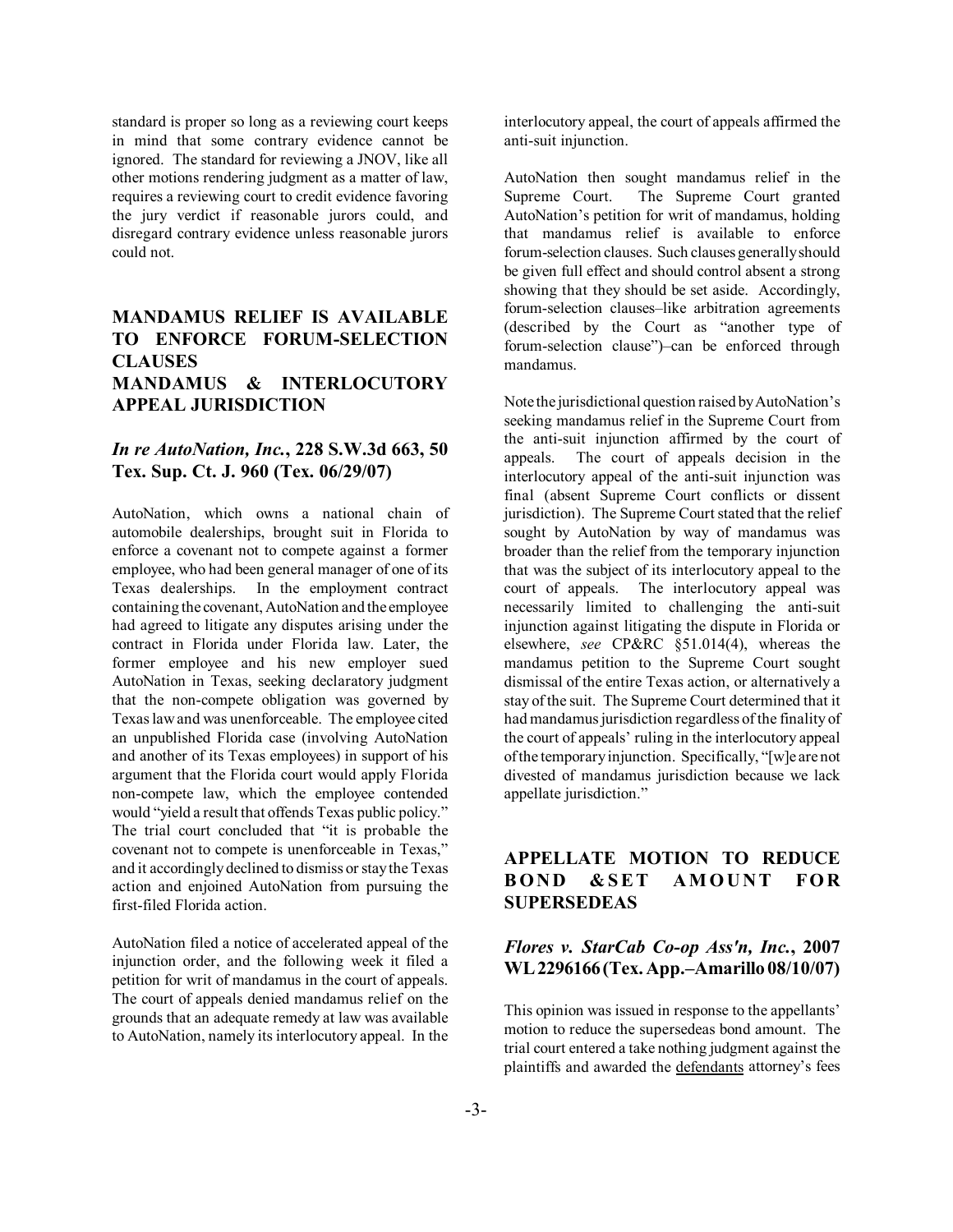standard is proper so long as a reviewing court keeps in mind that some contrary evidence cannot be ignored. The standard for reviewing a JNOV, like all other motions rendering judgment as a matter of law, requires a reviewing court to credit evidence favoring the jury verdict if reasonable jurors could, and disregard contrary evidence unless reasonable jurors could not.

## MANDAMUS RELIEF IS AVAILABLE TO ENFORCE FORUM-SELECTION CLAUSES
## MANDAMUS & INTERLOCUTORY APPEAL JURISDICTION

### *In re AutoNation, Inc.*, 228 S.W.3d 663, 50 Tex. Sup. Ct. J. 960 (Tex. 06/29/07)

AutoNation, which owns a national chain of automobile dealerships, brought suit in Florida to enforce a covenant not to compete against a former employee, who had been general manager of one of its Texas dealerships. In the employment contract containing the covenant, AutoNation and the employee had agreed to litigate any disputes arising under the contract in Florida under Florida law. Later, the former employee and his new employer sued AutoNation in Texas, seeking declaratory judgment that the non-compete obligation was governed by Texas law and was unenforceable. The employee cited an unpublished Florida case (involving AutoNation and another of its Texas employees) in support of his argument that the Florida court would apply Florida non-compete law, which the employee contended would "yield a result that offends Texas public policy." The trial court concluded that "it is probable the covenant not to compete is unenforceable in Texas," and it accordingly declined to dismiss or stay the Texas action and enjoined AutoNation from pursuing the first-filed Florida action.

AutoNation filed a notice of accelerated appeal of the injunction order, and the following week it filed a petition for writ of mandamus in the court of appeals. The court of appeals denied mandamus relief on the grounds that an adequate remedy at law was available to AutoNation, namely its interlocutory appeal. In the interlocutory appeal, the court of appeals affirmed the anti-suit injunction.

AutoNation then sought mandamus relief in the Supreme Court. The Supreme Court granted AutoNation's petition for writ of mandamus, holding that mandamus relief is available to enforce forum-selection clauses. Such clauses generally should be given full effect and should control absent a strong showing that they should be set aside. Accordingly, forum-selection clauses–like arbitration agreements (described by the Court as "another type of forum-selection clause")–can be enforced through mandamus.

Note the jurisdictional question raised by AutoNation's seeking mandamus relief in the Supreme Court from the anti-suit injunction affirmed by the court of appeals. The court of appeals decision in the interlocutory appeal of the anti-suit injunction was final (absent Supreme Court conflicts or dissent jurisdiction). The Supreme Court stated that the relief sought by AutoNation by way of mandamus was broader than the relief from the temporary injunction that was the subject of its interlocutory appeal to the court of appeals. The interlocutory appeal was necessarily limited to challenging the anti-suit injunction against litigating the dispute in Florida or elsewhere, *see* CP&RC §51.014(4), whereas the mandamus petition to the Supreme Court sought dismissal of the entire Texas action, or alternatively a stay of the suit. The Supreme Court determined that it had mandamus jurisdiction regardless of the finality of the court of appeals' ruling in the interlocutory appeal of the temporary injunction. Specifically, "[w]e are not divested of mandamus jurisdiction because we lack appellate jurisdiction."

## APPELLATE MOTION TO REDUCE BOND & SET AMOUNT FOR SUPERSEDEAS

### *Flores v. StarCab Co-op Ass'n, Inc.*, 2007 WL 2296166 (Tex. App.–Amarillo 08/10/07)

This opinion was issued in response to the appellants' motion to reduce the supersedeas bond amount. The trial court entered a take nothing judgment against the plaintiffs and awarded the <u>defendants</u> attorney's fees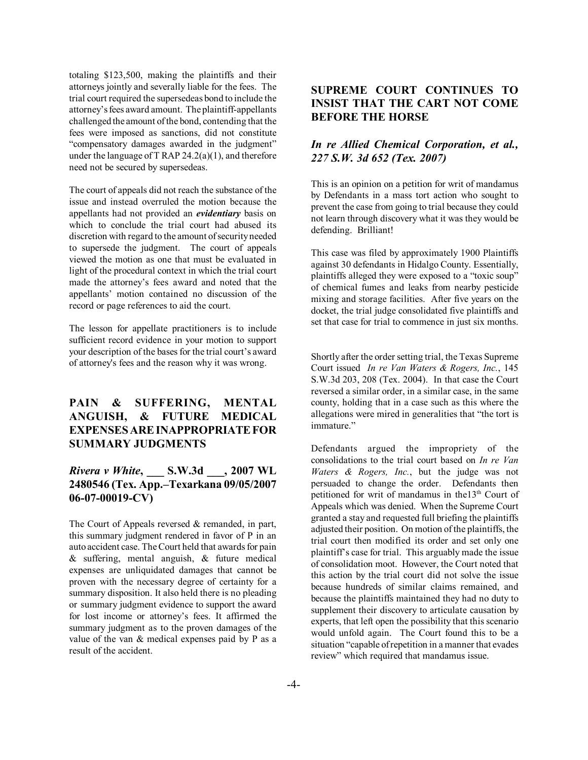totaling $123,500, making the plaintiffs and their attorneys jointly and severally liable for the fees. The trial court required the supersedeas bond to include the attorney's fees award amount. The plaintiff-appellants challenged the amount of the bond, contending that the fees were imposed as sanctions, did not constitute "compensatory damages awarded in the judgment" under the language of T RAP 24.2(a)(1), and therefore need not be secured by supersedeas.

The court of appeals did not reach the substance of the issue and instead overruled the motion because the appellants had not provided an ***evidentiary*** basis on which to conclude the trial court had abused its discretion with regard to the amount of security needed to supersede the judgment. The court of appeals viewed the motion as one that must be evaluated in light of the procedural context in which the trial court made the attorney's fees award and noted that the appellants' motion contained no discussion of the record or page references to aid the court.

The lesson for appellate practitioners is to include sufficient record evidence in your motion to support your description of the bases for the trial court's award of attorney's fees and the reason why it was wrong.

## PAIN & SUFFERING, MENTAL ANGUISH, & FUTURE MEDICAL EXPENSES ARE INAPPROPRIATE FOR SUMMARY JUDGMENTS

### *Rivera v White*, ___ S.W.3d ___, 2007 WL 2480546 (Tex. App.–Texarkana 09/05/2007 06-07-00019-CV)

The Court of Appeals reversed & remanded, in part, this summary judgment rendered in favor of P in an auto accident case. The Court held that awards for pain & suffering, mental anguish, & future medical expenses are unliquidated damages that cannot be proven with the necessary degree of certainty for a summary disposition. It also held there is no pleading or summary judgment evidence to support the award for lost income or attorney's fees. It affirmed the summary judgment as to the proven damages of the value of the van & medical expenses paid by P as a result of the accident.

## SUPREME COURT CONTINUES TO INSIST THAT THE CART NOT COME BEFORE THE HORSE

### *In re Allied Chemical Corporation, et al., 227 S.W. 3d 652 (Tex. 2007)*

This is an opinion on a petition for writ of mandamus by Defendants in a mass tort action who sought to prevent the case from going to trial because they could not learn through discovery what it was they would be defending. Brilliant!

This case was filed by approximately 1900 Plaintiffs against 30 defendants in Hidalgo County. Essentially, plaintiffs alleged they were exposed to a "toxic soup" of chemical fumes and leaks from nearby pesticide mixing and storage facilities. After five years on the docket, the trial judge consolidated five plaintiffs and set that case for trial to commence in just six months.

Shortly after the order setting trial, the Texas Supreme Court issued *In re Van Waters & Rogers, Inc.*, 145 S.W.3d 203, 208 (Tex. 2004). In that case the Court reversed a similar order, in a similar case, in the same county, holding that in a case such as this where the allegations were mired in generalities that "the tort is immature."

Defendants argued the impropriety of the consolidations to the trial court based on *In re Van Waters & Rogers, Inc.*, but the judge was not persuaded to change the order. Defendants then petitioned for writ of mandamus in the13th Court of Appeals which was denied. When the Supreme Court granted a stay and requested full briefing the plaintiffs adjusted their position. On motion of the plaintiffs, the trial court then modified its order and set only one plaintiff's case for trial. This arguably made the issue of consolidation moot. However, the Court noted that this action by the trial court did not solve the issue because hundreds of similar claims remained, and because the plaintiffs maintained they had no duty to supplement their discovery to articulate causation by experts, that left open the possibility that this scenario would unfold again. The Court found this to be a situation "capable of repetition in a manner that evades review" which required that mandamus issue.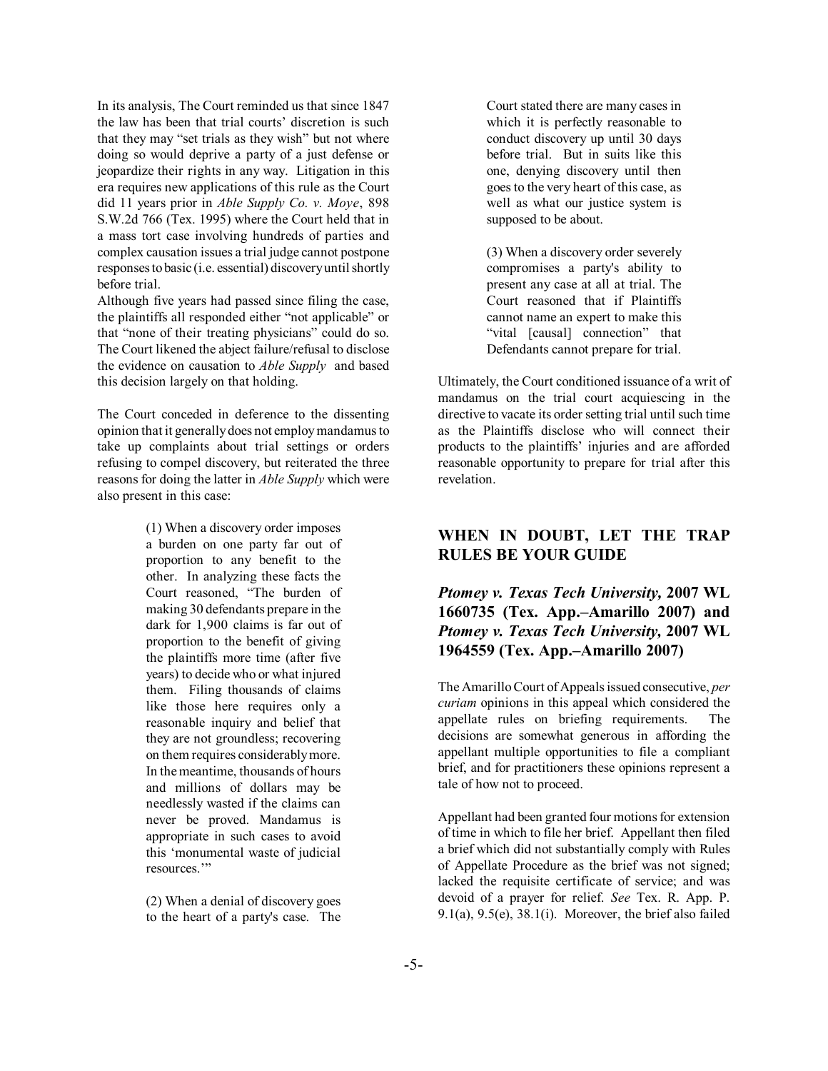In its analysis, The Court reminded us that since 1847 the law has been that trial courts' discretion is such that they may "set trials as they wish" but not where doing so would deprive a party of a just defense or jeopardize their rights in any way. Litigation in this era requires new applications of this rule as the Court did 11 years prior in *Able Supply Co. v. Moye*, 898 S.W.2d 766 (Tex. 1995) where the Court held that in a mass tort case involving hundreds of parties and complex causation issues a trial judge cannot postpone responses to basic (i.e. essential) discovery until shortly before trial.

Although five years had passed since filing the case, the plaintiffs all responded either "not applicable" or that "none of their treating physicians" could do so. The Court likened the abject failure/refusal to disclose the evidence on causation to *Able Supply* and based this decision largely on that holding.

The Court conceded in deference to the dissenting opinion that it generally does not employ mandamus to take up complaints about trial settings or orders refusing to compel discovery, but reiterated the three reasons for doing the latter in *Able Supply* which were also present in this case:

> (1) When a discovery order imposes a burden on one party far out of proportion to any benefit to the other. In analyzing these facts the Court reasoned, "The burden of making 30 defendants prepare in the dark for 1,900 claims is far out of proportion to the benefit of giving the plaintiffs more time (after five years) to decide who or what injured them. Filing thousands of claims like those here requires only a reasonable inquiry and belief that they are not groundless; recovering on them requires considerably more. In the meantime, thousands of hours and millions of dollars may be needlessly wasted if the claims can never be proved. Mandamus is appropriate in such cases to avoid this 'monumental waste of judicial resources.'"
>
> (2) When a denial of discovery goes to the heart of a party's case. The Court stated there are many cases in which it is perfectly reasonable to conduct discovery up until 30 days before trial. But in suits like this one, denying discovery until then goes to the very heart of this case, as well as what our justice system is supposed to be about.
>
> (3) When a discovery order severely compromises a party's ability to present any case at all at trial. The Court reasoned that if Plaintiffs cannot name an expert to make this "vital [causal] connection" that Defendants cannot prepare for trial.

Ultimately, the Court conditioned issuance of a writ of mandamus on the trial court acquiescing in the directive to vacate its order setting trial until such time as the Plaintiffs disclose who will connect their products to the plaintiffs' injuries and are afforded reasonable opportunity to prepare for trial after this revelation.

## WHEN IN DOUBT, LET THE TRAP RULES BE YOUR GUIDE

### *Ptomey v. Texas Tech University,* 2007 WL 1660735 (Tex. App.–Amarillo 2007) and *Ptomey v. Texas Tech University,* 2007 WL 1964559 (Tex. App.–Amarillo 2007)

The Amarillo Court of Appeals issued consecutive, *per curiam* opinions in this appeal which considered the appellate rules on briefing requirements. The decisions are somewhat generous in affording the appellant multiple opportunities to file a compliant brief, and for practitioners these opinions represent a tale of how not to proceed.

Appellant had been granted four motions for extension of time in which to file her brief. Appellant then filed a brief which did not substantially comply with Rules of Appellate Procedure as the brief was not signed; lacked the requisite certificate of service; and was devoid of a prayer for relief. *See* Tex. R. App. P. 9.1(a), 9.5(e), 38.1(i). Moreover, the brief also failed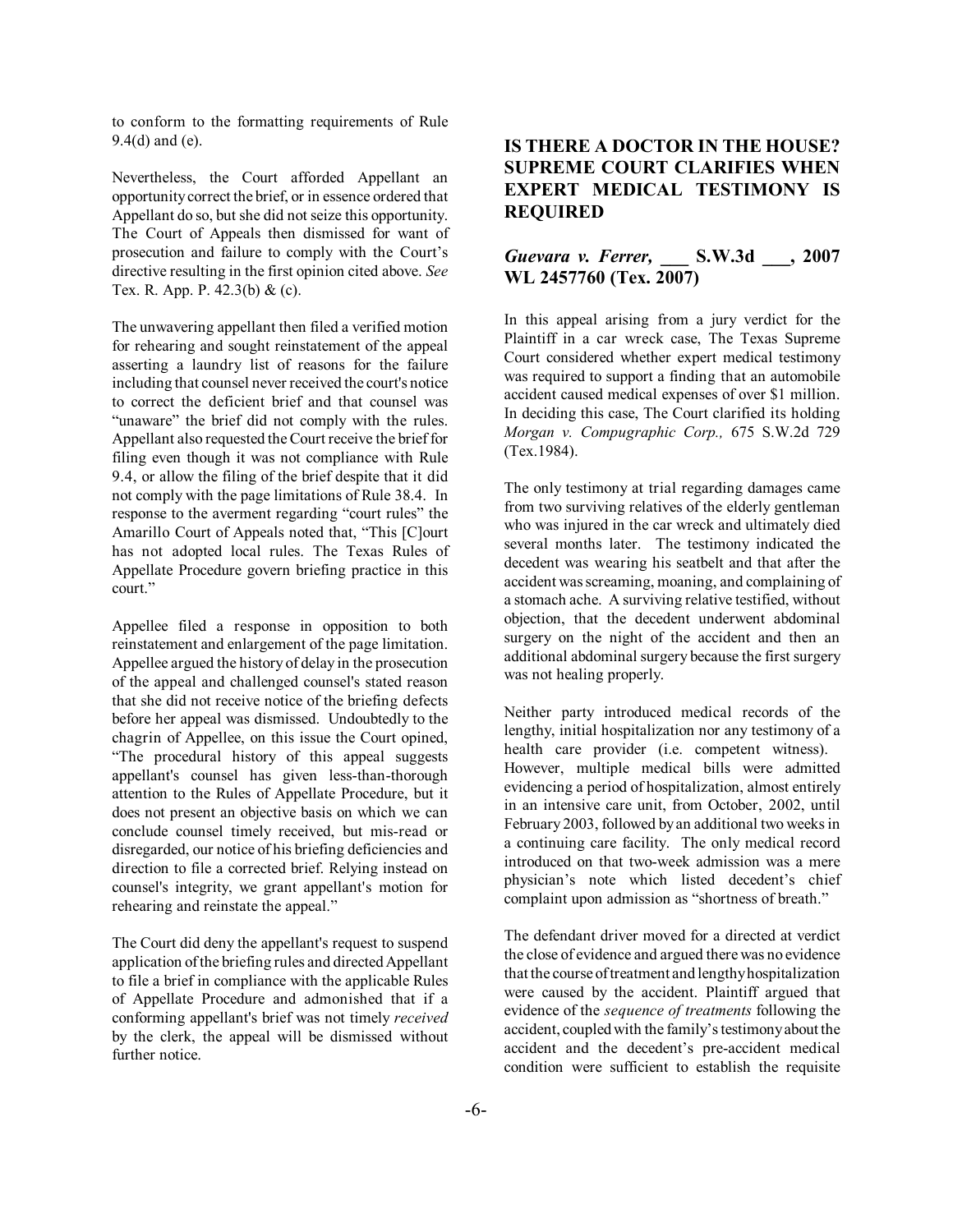to conform to the formatting requirements of Rule 9.4(d) and (e).

Nevertheless, the Court afforded Appellant an opportunity correct the brief, or in essence ordered that Appellant do so, but she did not seize this opportunity. The Court of Appeals then dismissed for want of prosecution and failure to comply with the Court's directive resulting in the first opinion cited above. *See* Tex. R. App. P. 42.3(b) & (c).

The unwavering appellant then filed a verified motion for rehearing and sought reinstatement of the appeal asserting a laundry list of reasons for the failure including that counsel never received the court's notice to correct the deficient brief and that counsel was "unaware" the brief did not comply with the rules. Appellant also requested the Court receive the brief for filing even though it was not compliance with Rule 9.4, or allow the filing of the brief despite that it did not comply with the page limitations of Rule 38.4. In response to the averment regarding "court rules" the Amarillo Court of Appeals noted that, "This [C]ourt has not adopted local rules. The Texas Rules of Appellate Procedure govern briefing practice in this court."

Appellee filed a response in opposition to both reinstatement and enlargement of the page limitation. Appellee argued the history of delay in the prosecution of the appeal and challenged counsel's stated reason that she did not receive notice of the briefing defects before her appeal was dismissed. Undoubtedly to the chagrin of Appellee, on this issue the Court opined, "The procedural history of this appeal suggests appellant's counsel has given less-than-thorough attention to the Rules of Appellate Procedure, but it does not present an objective basis on which we can conclude counsel timely received, but mis-read or disregarded, our notice of his briefing deficiencies and direction to file a corrected brief. Relying instead on counsel's integrity, we grant appellant's motion for rehearing and reinstate the appeal."

The Court did deny the appellant's request to suspend application of the briefing rules and directed Appellant to file a brief in compliance with the applicable Rules of Appellate Procedure and admonished that if a conforming appellant's brief was not timely *received* by the clerk, the appeal will be dismissed without further notice.

## IS THERE A DOCTOR IN THE HOUSE? SUPREME COURT CLARIFIES WHEN EXPERT MEDICAL TESTIMONY IS REQUIRED

### *Guevara v. Ferrer,* ___ S.W.3d ___, 2007 WL 2457760 (Tex. 2007)

In this appeal arising from a jury verdict for the Plaintiff in a car wreck case, The Texas Supreme Court considered whether expert medical testimony was required to support a finding that an automobile accident caused medical expenses of over $1 million. In deciding this case, The Court clarified its holding *Morgan v. Compugraphic Corp.,* 675 S.W.2d 729 (Tex.1984).

The only testimony at trial regarding damages came from two surviving relatives of the elderly gentleman who was injured in the car wreck and ultimately died several months later. The testimony indicated the decedent was wearing his seatbelt and that after the accident was screaming, moaning, and complaining of a stomach ache. A surviving relative testified, without objection, that the decedent underwent abdominal surgery on the night of the accident and then an additional abdominal surgery because the first surgery was not healing properly.

Neither party introduced medical records of the lengthy, initial hospitalization nor any testimony of a health care provider (i.e. competent witness). However, multiple medical bills were admitted evidencing a period of hospitalization, almost entirely in an intensive care unit, from October, 2002, until February 2003, followed by an additional two weeks in a continuing care facility. The only medical record introduced on that two-week admission was a mere physician's note which listed decedent's chief complaint upon admission as "shortness of breath."

The defendant driver moved for a directed at verdict the close of evidence and argued there was no evidence that the course of treatment and lengthy hospitalization were caused by the accident. Plaintiff argued that evidence of the *sequence of treatments* following the accident, coupled with the family's testimony about the accident and the decedent's pre-accident medical condition were sufficient to establish the requisite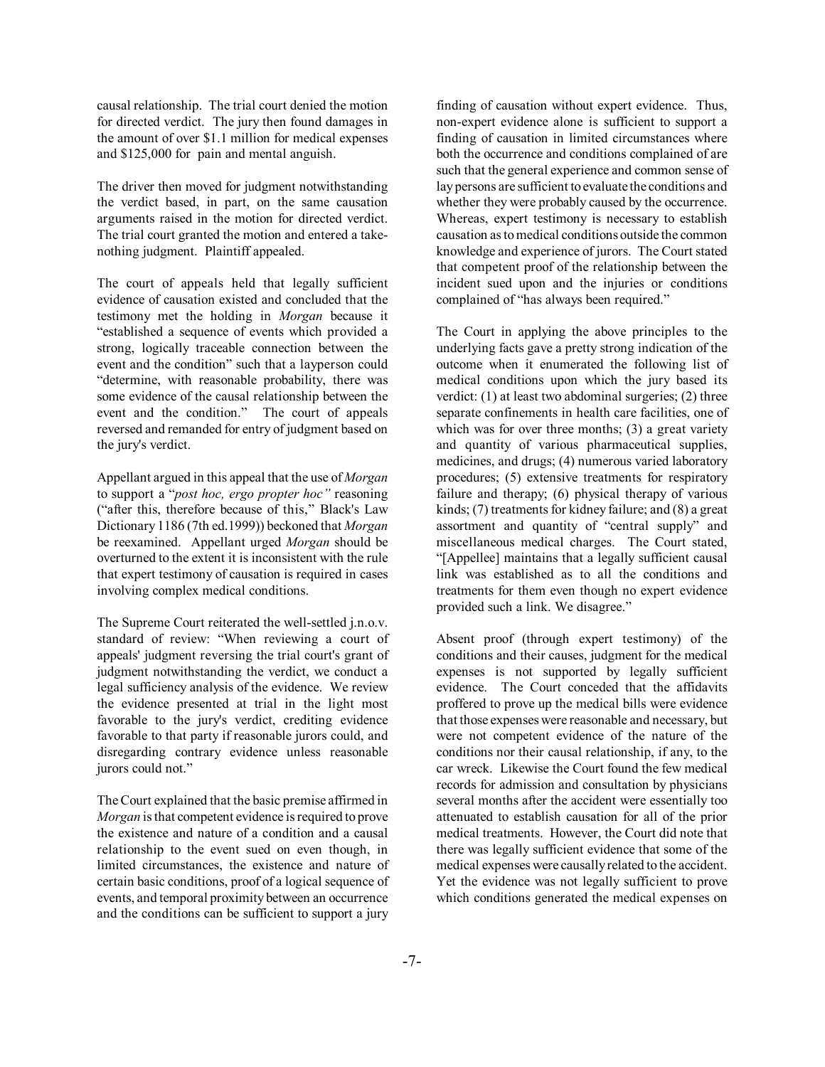causal relationship. The trial court denied the motion for directed verdict. The jury then found damages in the amount of over $1.1 million for medical expenses and $125,000 for pain and mental anguish.

The driver then moved for judgment notwithstanding the verdict based, in part, on the same causation arguments raised in the motion for directed verdict. The trial court granted the motion and entered a take-nothing judgment. Plaintiff appealed.

The court of appeals held that legally sufficient evidence of causation existed and concluded that the testimony met the holding in *Morgan* because it "established a sequence of events which provided a strong, logically traceable connection between the event and the condition" such that a layperson could "determine, with reasonable probability, there was some evidence of the causal relationship between the event and the condition." The court of appeals reversed and remanded for entry of judgment based on the jury's verdict.

Appellant argued in this appeal that the use of *Morgan* to support a "*post hoc, ergo propter hoc"* reasoning ("after this, therefore because of this," Black's Law Dictionary 1186 (7th ed.1999)) beckoned that *Morgan* be reexamined. Appellant urged *Morgan* should be overturned to the extent it is inconsistent with the rule that expert testimony of causation is required in cases involving complex medical conditions.

The Supreme Court reiterated the well-settled j.n.o.v. standard of review: "When reviewing a court of appeals' judgment reversing the trial court's grant of judgment notwithstanding the verdict, we conduct a legal sufficiency analysis of the evidence. We review the evidence presented at trial in the light most favorable to the jury's verdict, crediting evidence favorable to that party if reasonable jurors could, and disregarding contrary evidence unless reasonable jurors could not."

The Court explained that the basic premise affirmed in *Morgan* is that competent evidence is required to prove the existence and nature of a condition and a causal relationship to the event sued on even though, in limited circumstances, the existence and nature of certain basic conditions, proof of a logical sequence of events, and temporal proximity between an occurrence and the conditions can be sufficient to support a jury finding of causation without expert evidence. Thus, non-expert evidence alone is sufficient to support a finding of causation in limited circumstances where both the occurrence and conditions complained of are such that the general experience and common sense of lay persons are sufficient to evaluate the conditions and whether they were probably caused by the occurrence. Whereas, expert testimony is necessary to establish causation as to medical conditions outside the common knowledge and experience of jurors. The Court stated that competent proof of the relationship between the incident sued upon and the injuries or conditions complained of "has always been required."

The Court in applying the above principles to the underlying facts gave a pretty strong indication of the outcome when it enumerated the following list of medical conditions upon which the jury based its verdict: (1) at least two abdominal surgeries; (2) three separate confinements in health care facilities, one of which was for over three months; (3) a great variety and quantity of various pharmaceutical supplies, medicines, and drugs; (4) numerous varied laboratory procedures; (5) extensive treatments for respiratory failure and therapy; (6) physical therapy of various kinds; (7) treatments for kidney failure; and (8) a great assortment and quantity of "central supply" and miscellaneous medical charges. The Court stated, "[Appellee] maintains that a legally sufficient causal link was established as to all the conditions and treatments for them even though no expert evidence provided such a link. We disagree."

Absent proof (through expert testimony) of the conditions and their causes, judgment for the medical expenses is not supported by legally sufficient evidence. The Court conceded that the affidavits proffered to prove up the medical bills were evidence that those expenses were reasonable and necessary, but were not competent evidence of the nature of the conditions nor their causal relationship, if any, to the car wreck. Likewise the Court found the few medical records for admission and consultation by physicians several months after the accident were essentially too attenuated to establish causation for all of the prior medical treatments. However, the Court did note that there was legally sufficient evidence that some of the medical expenses were causally related to the accident. Yet the evidence was not legally sufficient to prove which conditions generated the medical expenses on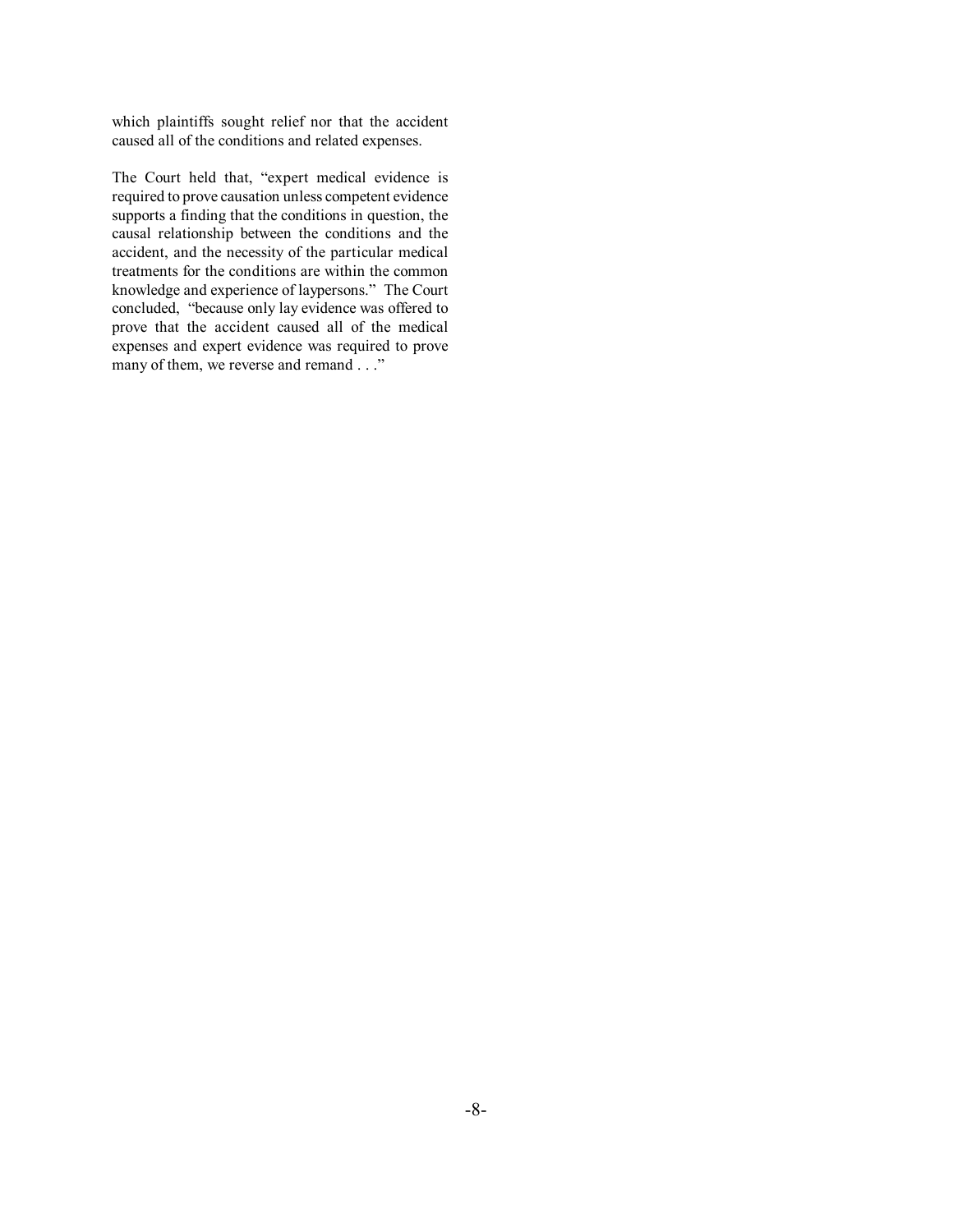which plaintiffs sought relief nor that the accident caused all of the conditions and related expenses.

The Court held that, "expert medical evidence is required to prove causation unless competent evidence supports a finding that the conditions in question, the causal relationship between the conditions and the accident, and the necessity of the particular medical treatments for the conditions are within the common knowledge and experience of laypersons." The Court concluded, "because only lay evidence was offered to prove that the accident caused all of the medical expenses and expert evidence was required to prove many of them, we reverse and remand . . ."